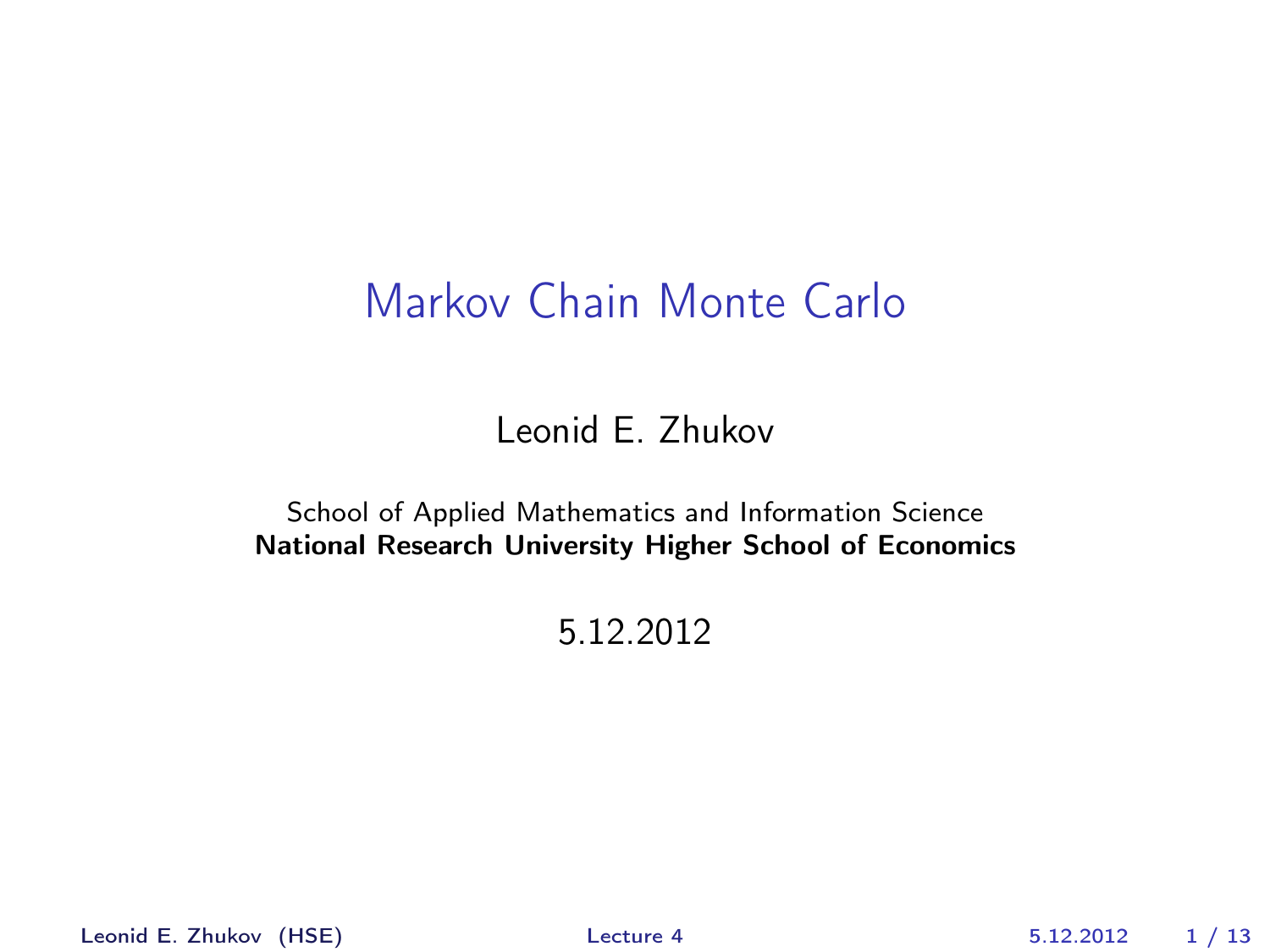# Markov Chain Monte Carlo

Leonid E. Zhukov

School of Applied Mathematics and Information Science
**National Research University Higher School of Economics**

5.12.2012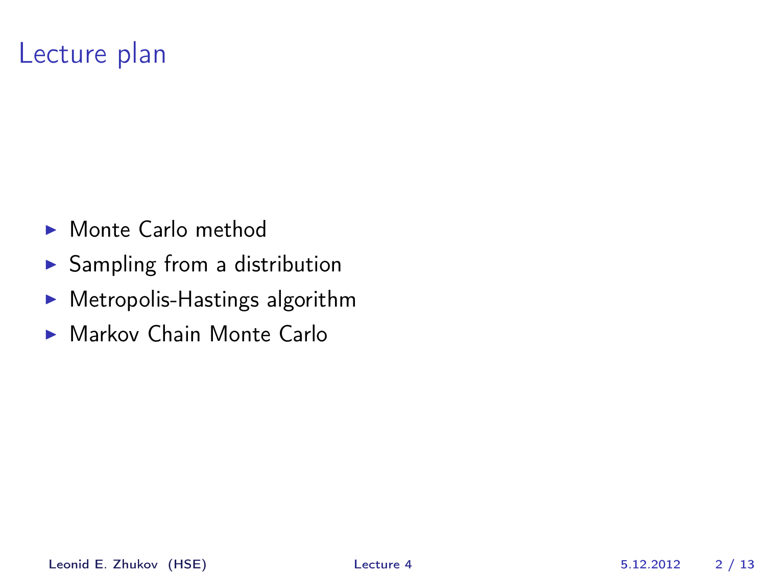# Lecture plan

- Monte Carlo method
- Sampling from a distribution
- Metropolis-Hastings algorithm
- Markov Chain Monte Carlo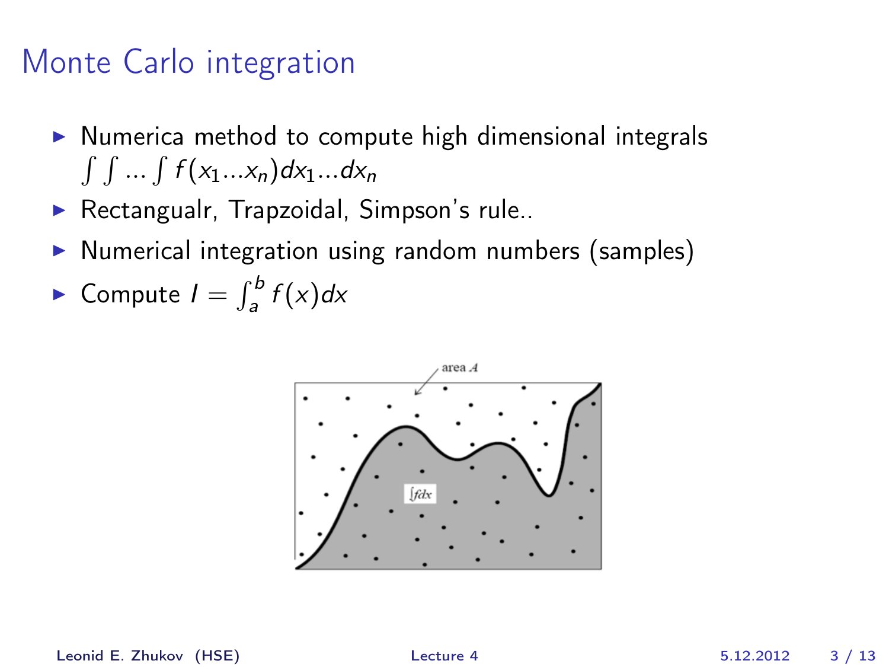# Monte Carlo integration

- Numerica method to compute high dimensional integrals $\int \int ... \int f(x_1...x_n)dx_1...dx_n$
- Rectangualr, Trapzoidal, Simpson's rule..
- Numerical integration using random numbers (samples)
- Compute $I = \int_a^b f(x)dx$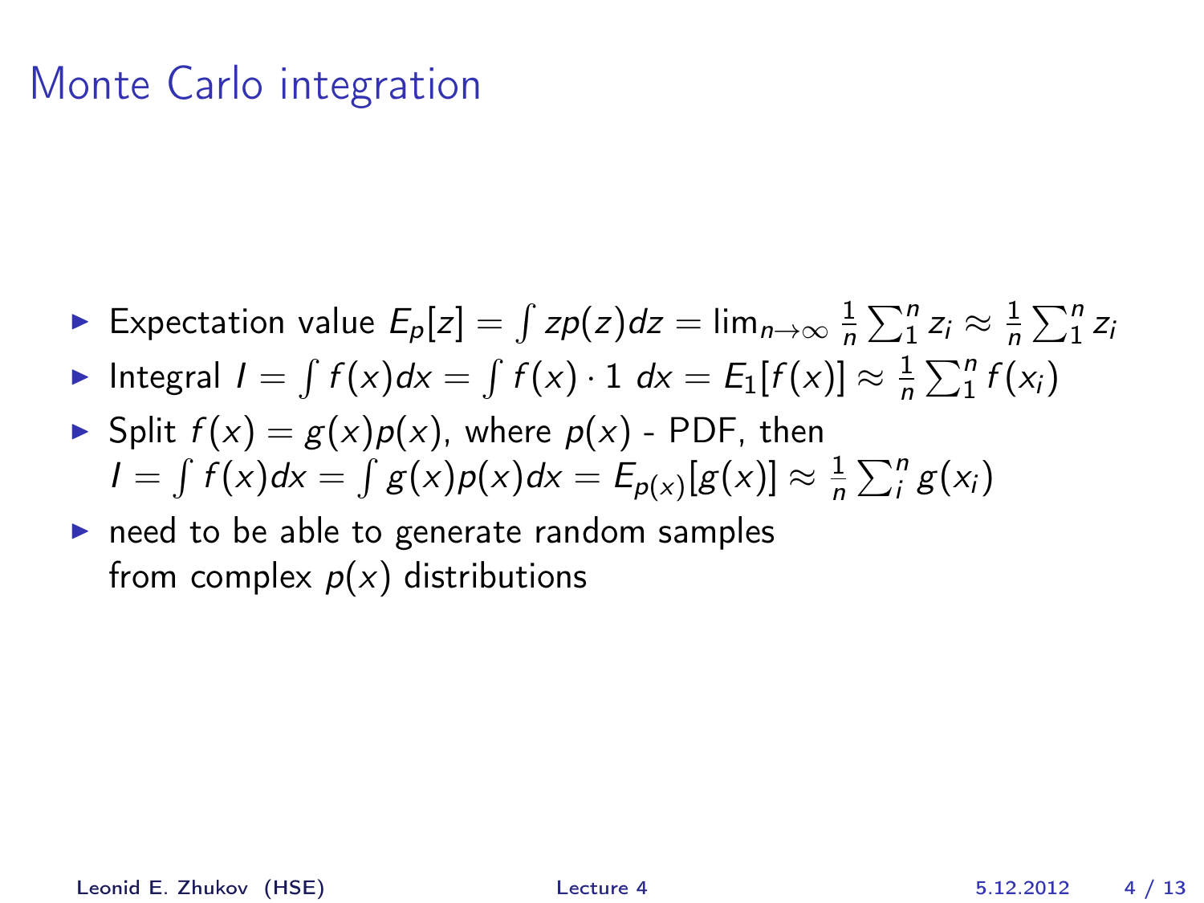# Monte Carlo integration

- Expectation value $E_p[z] = \int zp(z)dz = \lim_{n\to\infty} \frac{1}{n}\sum_1^n z_i \approx \frac{1}{n}\sum_1^n z_i$
- Integral $I = \int f(x)dx = \int f(x)\cdot 1 \; dx = E_1[f(x)] \approx \frac{1}{n}\sum_1^n f(x_i)$
- Split $f(x) = g(x)p(x)$, where $p(x)$ - PDF, then
  $I = \int f(x)dx = \int g(x)p(x)dx = E_{p(x)}[g(x)] \approx \frac{1}{n}\sum_i^n g(x_i)$
- need to be able to generate random samples
  from complex $p(x)$ distributions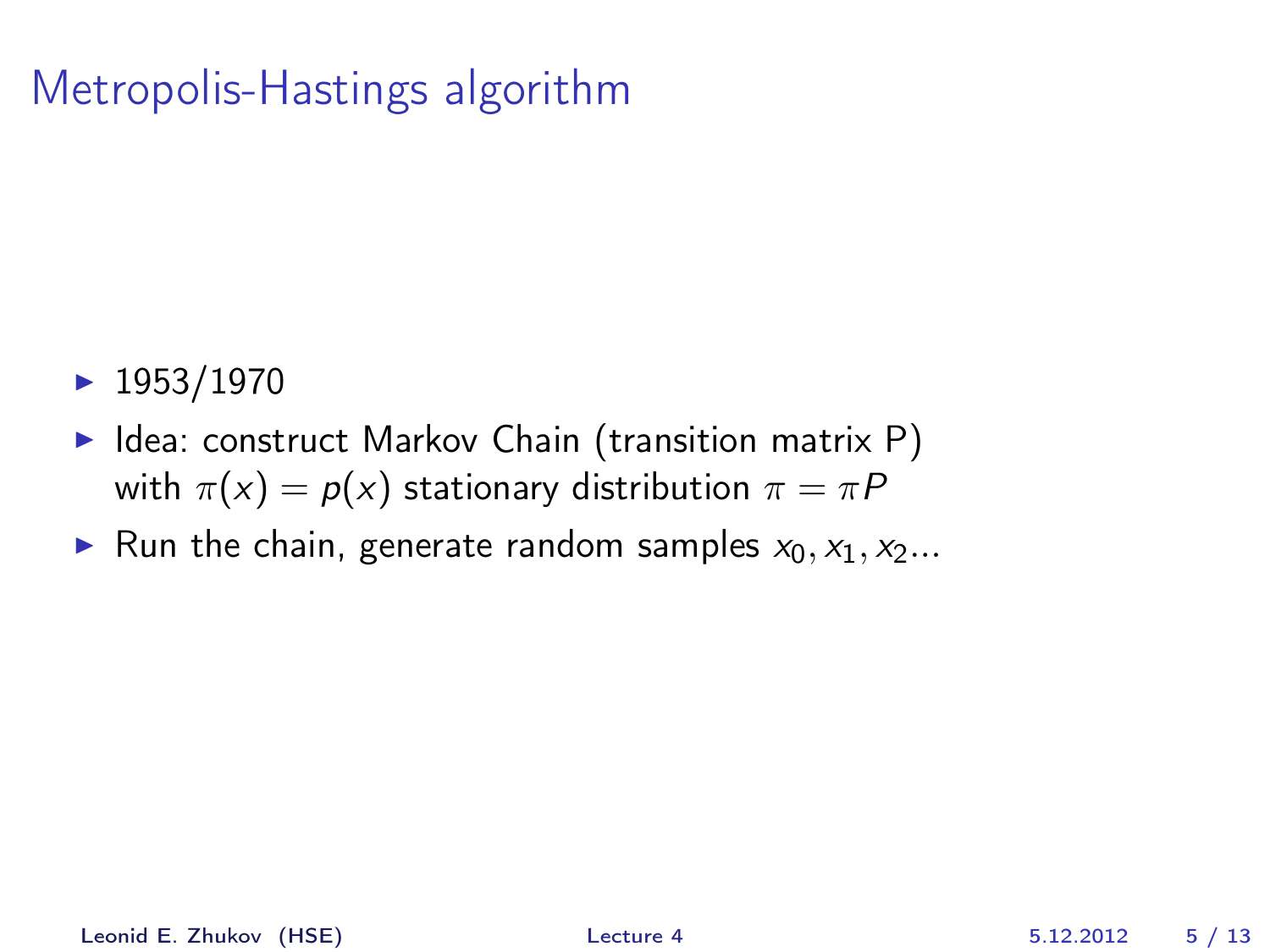# Metropolis-Hastings algorithm

- 1953/1970
- Idea: construct Markov Chain (transition matrix P) with $\pi(x) = p(x)$ stationary distribution $\pi = \pi P$
- Run the chain, generate random samples $x_0, x_1, x_2...$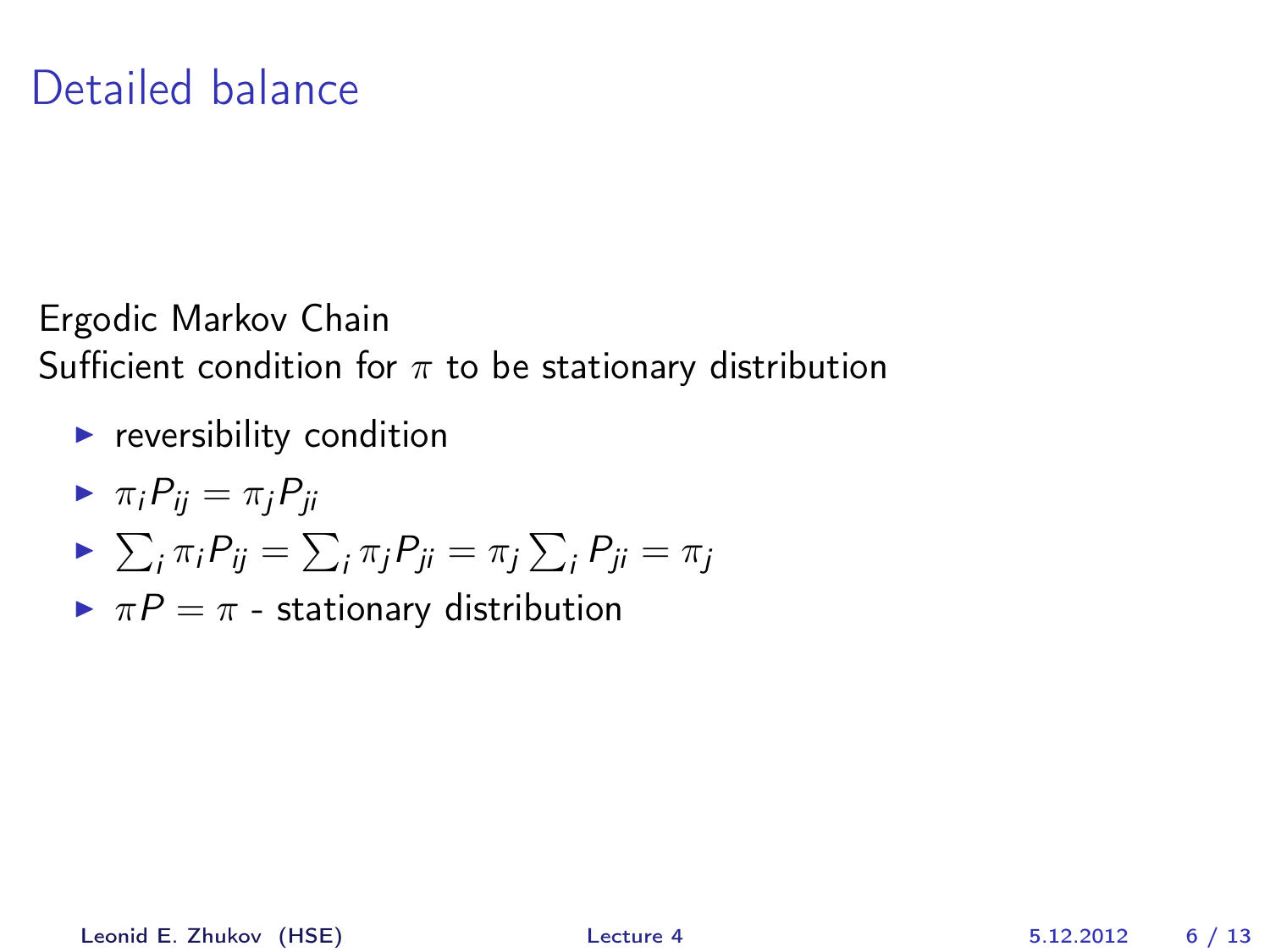# Detailed balance

Ergodic Markov Chain
Sufficient condition for $\pi$ to be stationary distribution

- reversibility condition
- $\pi_i P_{ij} = \pi_j P_{ji}$
- $\sum_i \pi_i P_{ij} = \sum_i \pi_j P_{ji} = \pi_j \sum_i P_{ji} = \pi_j$
- $\pi P = \pi$ - stationary distribution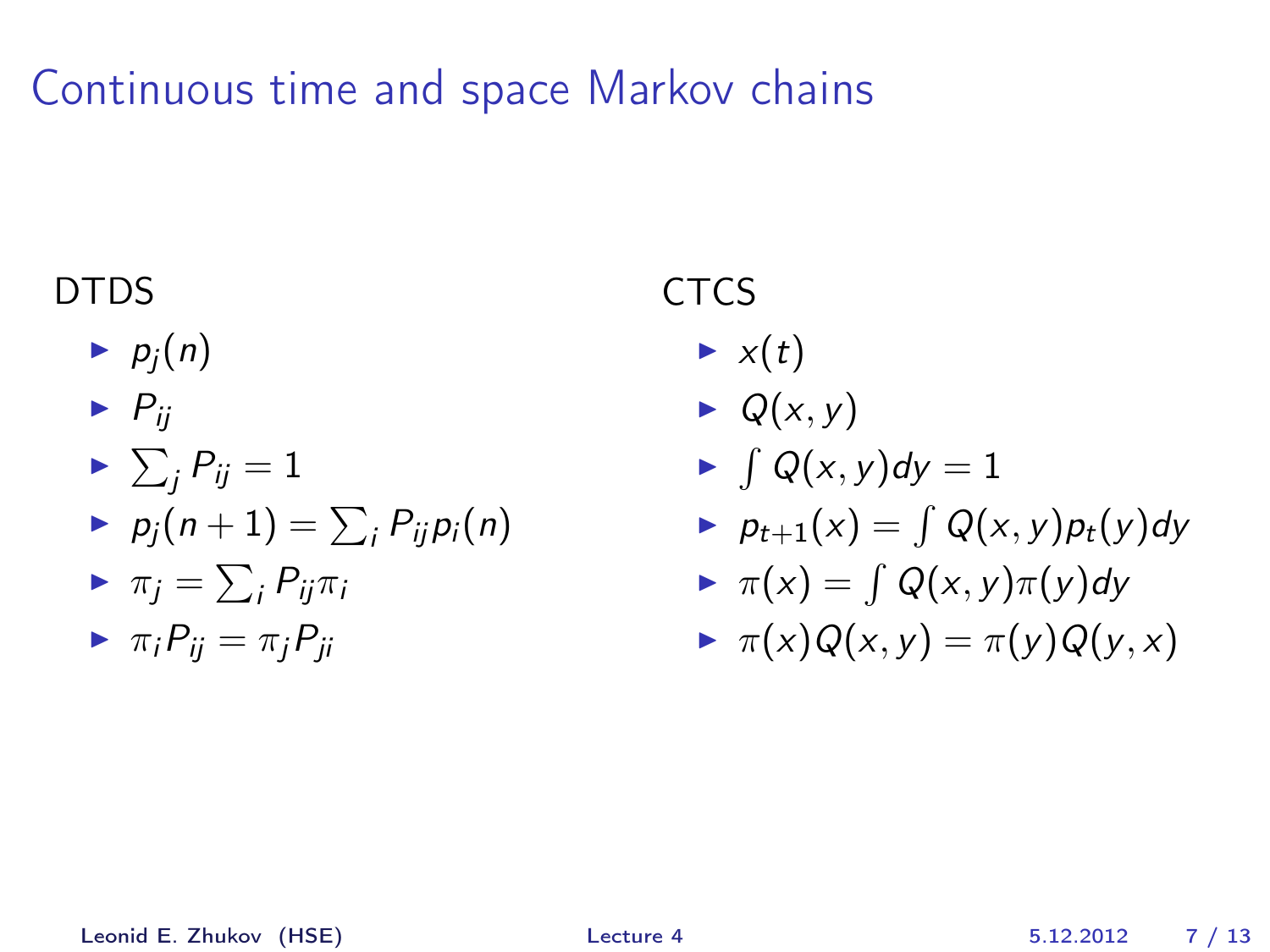# Continuous time and space Markov chains

DTDS

- $p_j(n)$
- $P_{ij}$
- $\sum_j P_{ij} = 1$
- $p_j(n+1) = \sum_i P_{ij} p_i(n)$
- $\pi_j = \sum_i P_{ij} \pi_i$
- $\pi_i P_{ij} = \pi_j P_{ji}$

CTCS

- $x(t)$
- $Q(x, y)$
- $\int Q(x, y) dy = 1$
- $p_{t+1}(x) = \int Q(x, y) p_t(y) dy$
- $\pi(x) = \int Q(x, y) \pi(y) dy$
- $\pi(x) Q(x, y) = \pi(y) Q(y, x)$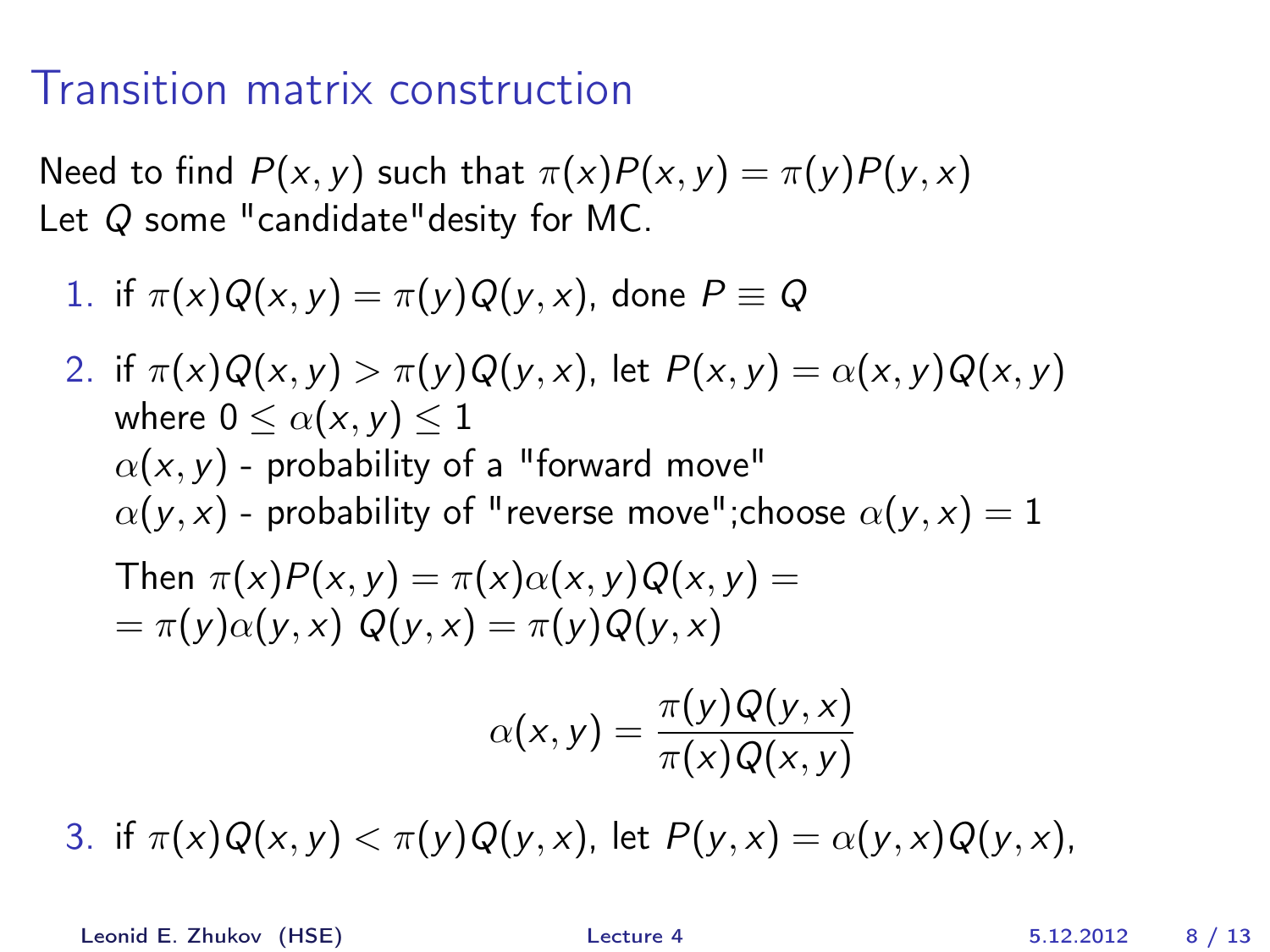# Transition matrix construction

Need to find $P(x, y)$ such that $\pi(x)P(x, y) = \pi(y)P(y, x)$
Let $Q$ some "candidate"desity for MC.

1. if $\pi(x)Q(x, y) = \pi(y)Q(y, x)$, done $P \equiv Q$
2. if $\pi(x)Q(x, y) > \pi(y)Q(y, x)$, let $P(x, y) = \alpha(x, y)Q(x, y)$ where $0 \leq \alpha(x, y) \leq 1$
   $\alpha(x, y)$ - probability of a "forward move"
   $\alpha(y, x)$ - probability of "reverse move";choose $\alpha(y, x) = 1$

   Then $\pi(x)P(x, y) = \pi(x)\alpha(x, y)Q(x, y) =$
   $= \pi(y)\alpha(y, x)\ Q(y, x) = \pi(y)Q(y, x)$

   $$\alpha(x, y) = \frac{\pi(y)Q(y, x)}{\pi(x)Q(x, y)}$$

3. if $\pi(x)Q(x, y) < \pi(y)Q(y, x)$, let $P(y, x) = \alpha(y, x)Q(y, x)$,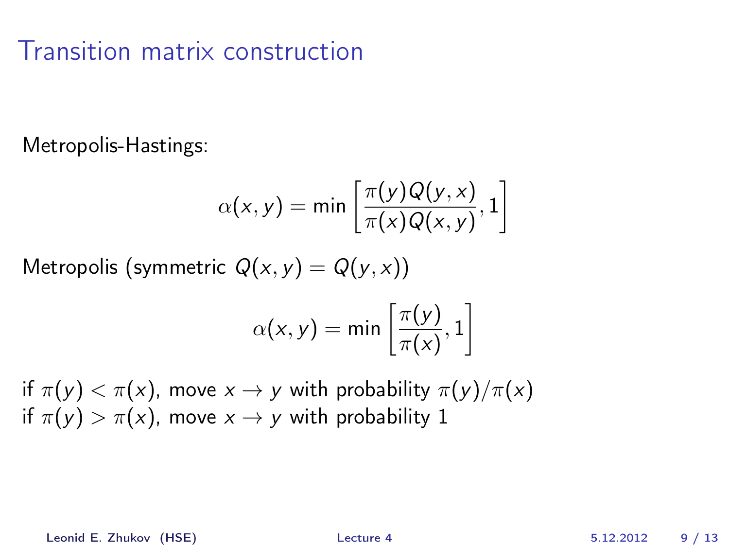# Transition matrix construction

Metropolis-Hastings:

$$\alpha(x, y) = \min\left[\frac{\pi(y)Q(y, x)}{\pi(x)Q(x, y)}, 1\right]$$

Metropolis (symmetric $Q(x, y) = Q(y, x)$)

$$\alpha(x, y) = \min\left[\frac{\pi(y)}{\pi(x)}, 1\right]$$

if $\pi(y) < \pi(x)$, move $x \to y$ with probability $\pi(y)/\pi(x)$
if $\pi(y) > \pi(x)$, move $x \to y$ with probability 1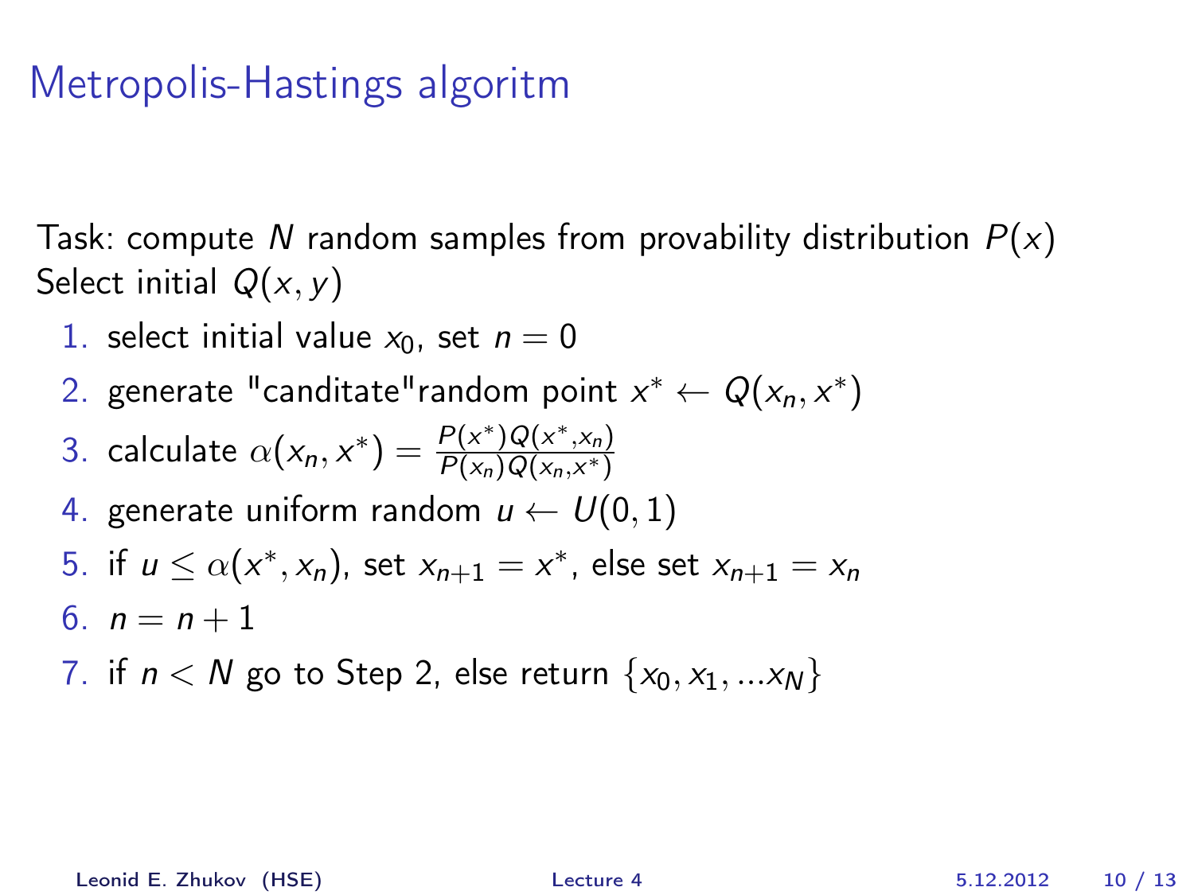# Metropolis-Hastings algoritm

Task: compute $N$ random samples from provability distribution $P(x)$
Select initial $Q(x, y)$

1. select initial value $x_0$, set $n = 0$
2. generate "canditate"random point $x^* \leftarrow Q(x_n, x^*)$
3. calculate $\alpha(x_n, x^*) = \frac{P(x^*)Q(x^*,x_n)}{P(x_n)Q(x_n,x^*)}$
4. generate uniform random $u \leftarrow U(0, 1)$
5. if $u \leq \alpha(x^*, x_n)$, set $x_{n+1} = x^*$, else set $x_{n+1} = x_n$
6. $n = n + 1$
7. if $n < N$ go to Step 2, else return $\{x_0, x_1, ...x_N\}$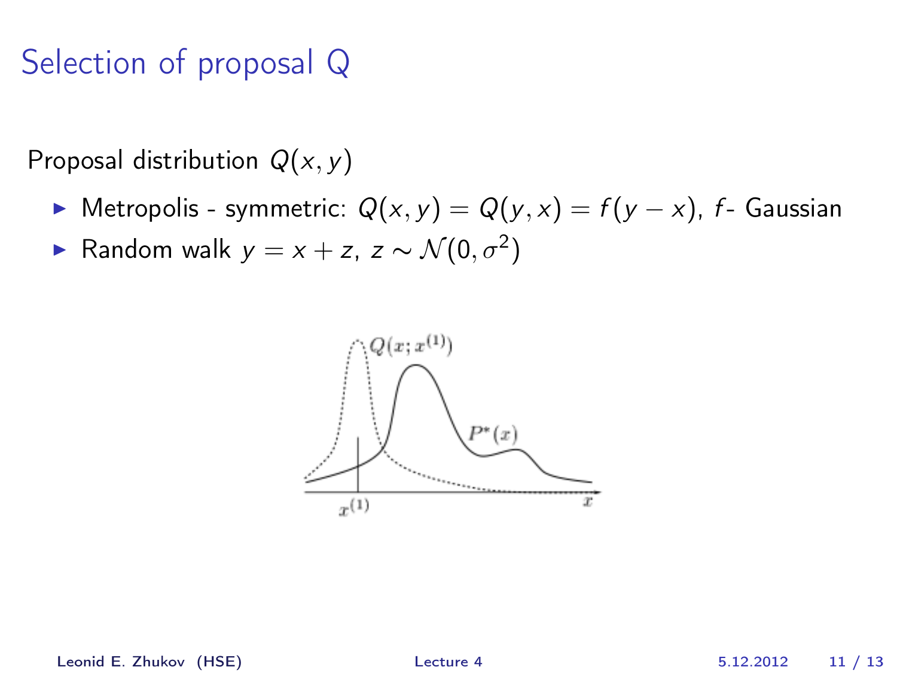# Selection of proposal Q

Proposal distribution $Q(x, y)$

- Metropolis - symmetric: $Q(x, y) = Q(y, x) = f(y - x)$, $f$- Gaussian
- Random walk $y = x + z$, $z \sim \mathcal{N}(0, \sigma^2)$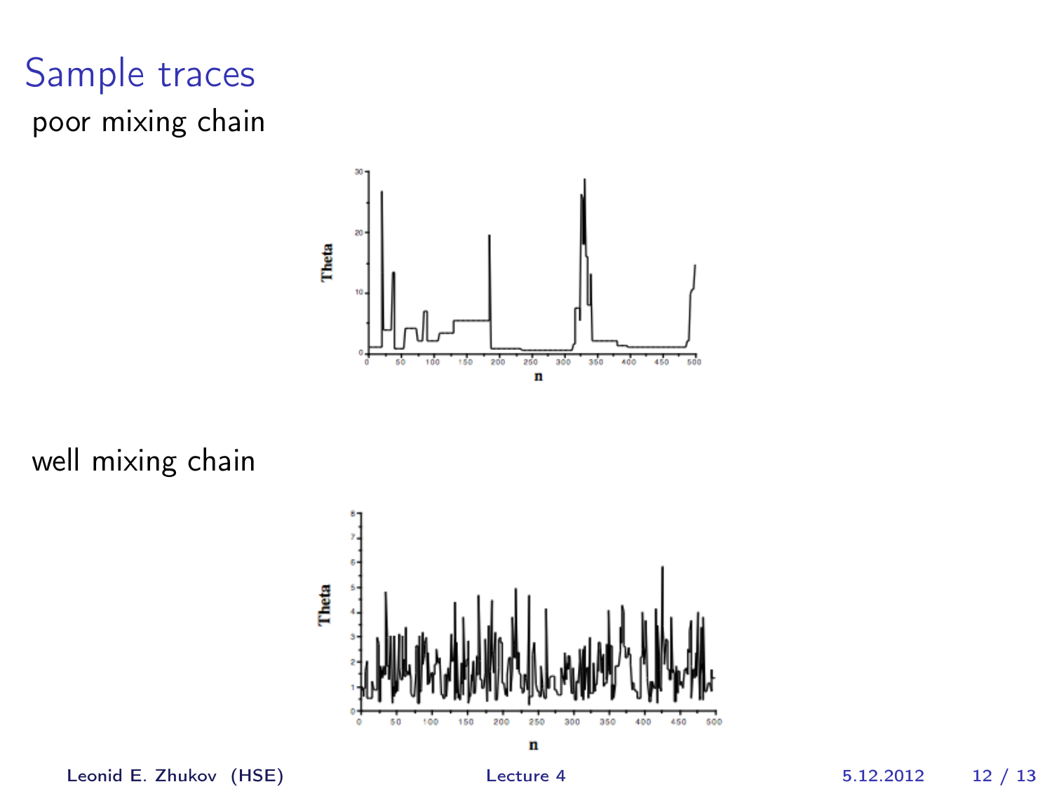# Sample traces

poor mixing chain

well mixing chain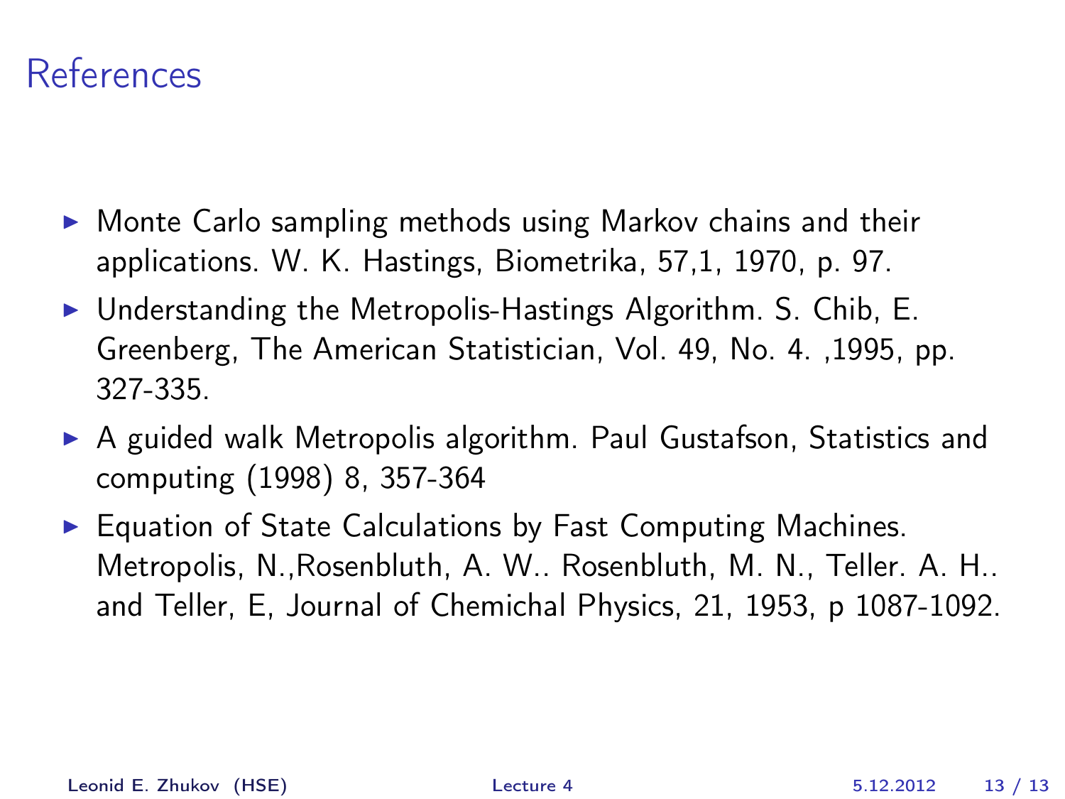# References

- Monte Carlo sampling methods using Markov chains and their applications. W. K. Hastings, Biometrika, 57,1, 1970, p. 97.
- Understanding the Metropolis-Hastings Algorithm. S. Chib, E. Greenberg, The American Statistician, Vol. 49, No. 4. ,1995, pp. 327-335.
- A guided walk Metropolis algorithm. Paul Gustafson, Statistics and computing (1998) 8, 357-364
- Equation of State Calculations by Fast Computing Machines. Metropolis, N.,Rosenbluth, A. W.. Rosenbluth, M. N., Teller. A. H.. and Teller, E, Journal of Chemichal Physics, 21, 1953, p 1087-1092.